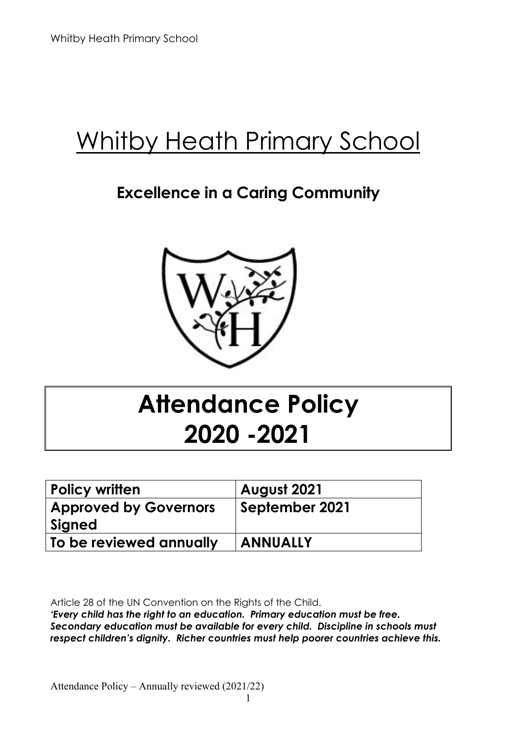# Whitby Heath Primary School

## Excellence in a Caring Community

# Attendance Policy 2020 -2021

| Policy written | August 2021 |
| --- | --- |
| Approved by Governors Signed | September 2021 |
| To be reviewed annually | ANNUALLY |

Article 28 of the UN Convention on the Rights of the Child.
***'Every child has the right to an education. Primary education must be free. Secondary education must be available for every child. Discipline in schools must respect children's dignity. Richer countries must help poorer countries achieve this.***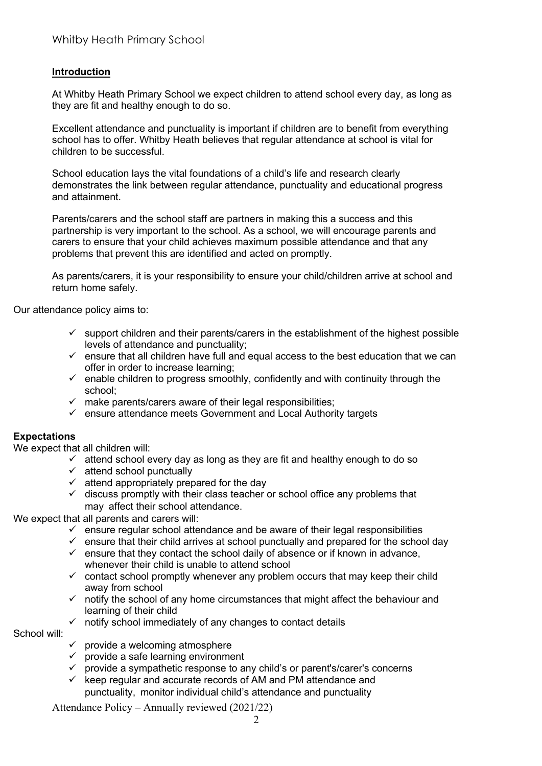## Introduction

At Whitby Heath Primary School we expect children to attend school every day, as long as they are fit and healthy enough to do so.

Excellent attendance and punctuality is important if children are to benefit from everything school has to offer. Whitby Heath believes that regular attendance at school is vital for children to be successful.

School education lays the vital foundations of a child's life and research clearly demonstrates the link between regular attendance, punctuality and educational progress and attainment.

Parents/carers and the school staff are partners in making this a success and this partnership is very important to the school. As a school, we will encourage parents and carers to ensure that your child achieves maximum possible attendance and that any problems that prevent this are identified and acted on promptly.

As parents/carers, it is your responsibility to ensure your child/children arrive at school and return home safely.

Our attendance policy aims to:

- ✓ support children and their parents/carers in the establishment of the highest possible levels of attendance and punctuality;
- ✓ ensure that all children have full and equal access to the best education that we can offer in order to increase learning;
- ✓ enable children to progress smoothly, confidently and with continuity through the school;
- ✓ make parents/carers aware of their legal responsibilities;
- ✓ ensure attendance meets Government and Local Authority targets

**Expectations**

We expect that all children will:

- ✓ attend school every day as long as they are fit and healthy enough to do so
- ✓ attend school punctually
- ✓ attend appropriately prepared for the day
- ✓ discuss promptly with their class teacher or school office any problems that may affect their school attendance.

We expect that all parents and carers will:

- ✓ ensure regular school attendance and be aware of their legal responsibilities
- ✓ ensure that their child arrives at school punctually and prepared for the school day
- ✓ ensure that they contact the school daily of absence or if known in advance, whenever their child is unable to attend school
- ✓ contact school promptly whenever any problem occurs that may keep their child away from school
- ✓ notify the school of any home circumstances that might affect the behaviour and learning of their child
- ✓ notify school immediately of any changes to contact details

School will:

- ✓ provide a welcoming atmosphere
- ✓ provide a safe learning environment
- ✓ provide a sympathetic response to any child's or parent's/carer's concerns
- ✓ keep regular and accurate records of AM and PM attendance and punctuality, monitor individual child's attendance and punctuality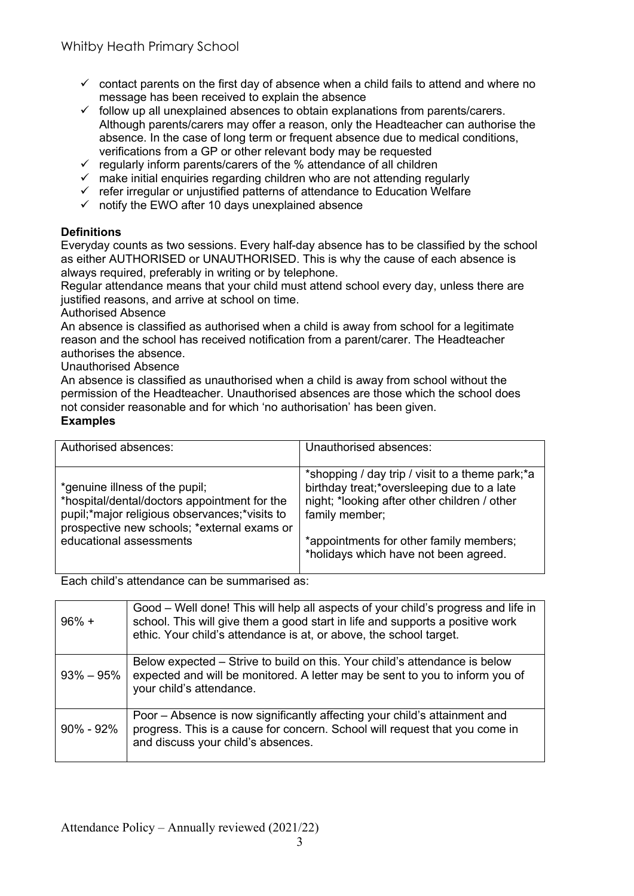- ✓ contact parents on the first day of absence when a child fails to attend and where no message has been received to explain the absence
- ✓ follow up all unexplained absences to obtain explanations from parents/carers. Although parents/carers may offer a reason, only the Headteacher can authorise the absence. In the case of long term or frequent absence due to medical conditions, verifications from a GP or other relevant body may be requested
- ✓ regularly inform parents/carers of the % attendance of all children
- ✓ make initial enquiries regarding children who are not attending regularly
- ✓ refer irregular or unjustified patterns of attendance to Education Welfare
- ✓ notify the EWO after 10 days unexplained absence

**Definitions**

Everyday counts as two sessions. Every half-day absence has to be classified by the school as either AUTHORISED or UNAUTHORISED. This is why the cause of each absence is always required, preferably in writing or by telephone.

Regular attendance means that your child must attend school every day, unless there are justified reasons, and arrive at school on time.

Authorised Absence

An absence is classified as authorised when a child is away from school for a legitimate reason and the school has received notification from a parent/carer. The Headteacher authorises the absence.

Unauthorised Absence

An absence is classified as unauthorised when a child is away from school without the permission of the Headteacher. Unauthorised absences are those which the school does not consider reasonable and for which 'no authorisation' has been given.

**Examples**

| Authorised absences: | Unauthorised absences: |
|---|---|
| *genuine illness of the pupil; *hospital/dental/doctors appointment for the pupil;*major religious observances;*visits to prospective new schools; *external exams or educational assessments | *shopping / day trip / visit to a theme park;*a birthday treat;*oversleeping due to a late night; *looking after other children / other family member;<br><br>*appointments for other family members; *holidays which have not been agreed. |

Each child's attendance can be summarised as:

| | |
|---|---|
| 96% + | Good – Well done! This will help all aspects of your child's progress and life in school. This will give them a good start in life and supports a positive work ethic. Your child's attendance is at, or above, the school target. |
| 93% – 95% | Below expected – Strive to build on this. Your child's attendance is below expected and will be monitored. A letter may be sent to you to inform you of your child's attendance. |
| 90% - 92% | Poor – Absence is now significantly affecting your child's attainment and progress. This is a cause for concern. School will request that you come in and discuss your child's absences. |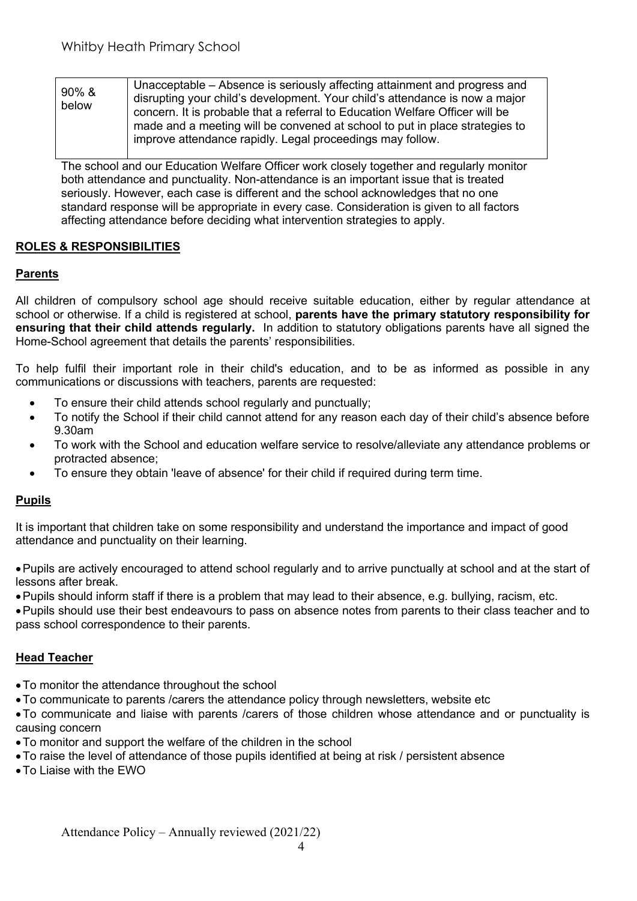| 90% & below | Unacceptable – Absence is seriously affecting attainment and progress and disrupting your child's development. Your child's attendance is now a major concern. It is probable that a referral to Education Welfare Officer will be made and a meeting will be convened at school to put in place strategies to improve attendance rapidly. Legal proceedings may follow. |
|---|---|

The school and our Education Welfare Officer work closely together and regularly monitor both attendance and punctuality. Non-attendance is an important issue that is treated seriously. However, each case is different and the school acknowledges that no one standard response will be appropriate in every case. Consideration is given to all factors affecting attendance before deciding what intervention strategies to apply.

## ROLES & RESPONSIBILITIES

### Parents

All children of compulsory school age should receive suitable education, either by regular attendance at school or otherwise. If a child is registered at school, **parents have the primary statutory responsibility for ensuring that their child attends regularly.** In addition to statutory obligations parents have all signed the Home-School agreement that details the parents' responsibilities.

To help fulfil their important role in their child's education, and to be as informed as possible in any communications or discussions with teachers, parents are requested:

- To ensure their child attends school regularly and punctually;
- To notify the School if their child cannot attend for any reason each day of their child's absence before 9.30am
- To work with the School and education welfare service to resolve/alleviate any attendance problems or protracted absence;
- To ensure they obtain 'leave of absence' for their child if required during term time.

### Pupils

It is important that children take on some responsibility and understand the importance and impact of good attendance and punctuality on their learning.

- Pupils are actively encouraged to attend school regularly and to arrive punctually at school and at the start of lessons after break.
- Pupils should inform staff if there is a problem that may lead to their absence, e.g. bullying, racism, etc.
- Pupils should use their best endeavours to pass on absence notes from parents to their class teacher and to pass school correspondence to their parents.

### Head Teacher

- To monitor the attendance throughout the school
- To communicate to parents /carers the attendance policy through newsletters, website etc
- To communicate and liaise with parents /carers of those children whose attendance and or punctuality is causing concern
- To monitor and support the welfare of the children in the school
- To raise the level of attendance of those pupils identified at being at risk / persistent absence
- To Liaise with the EWO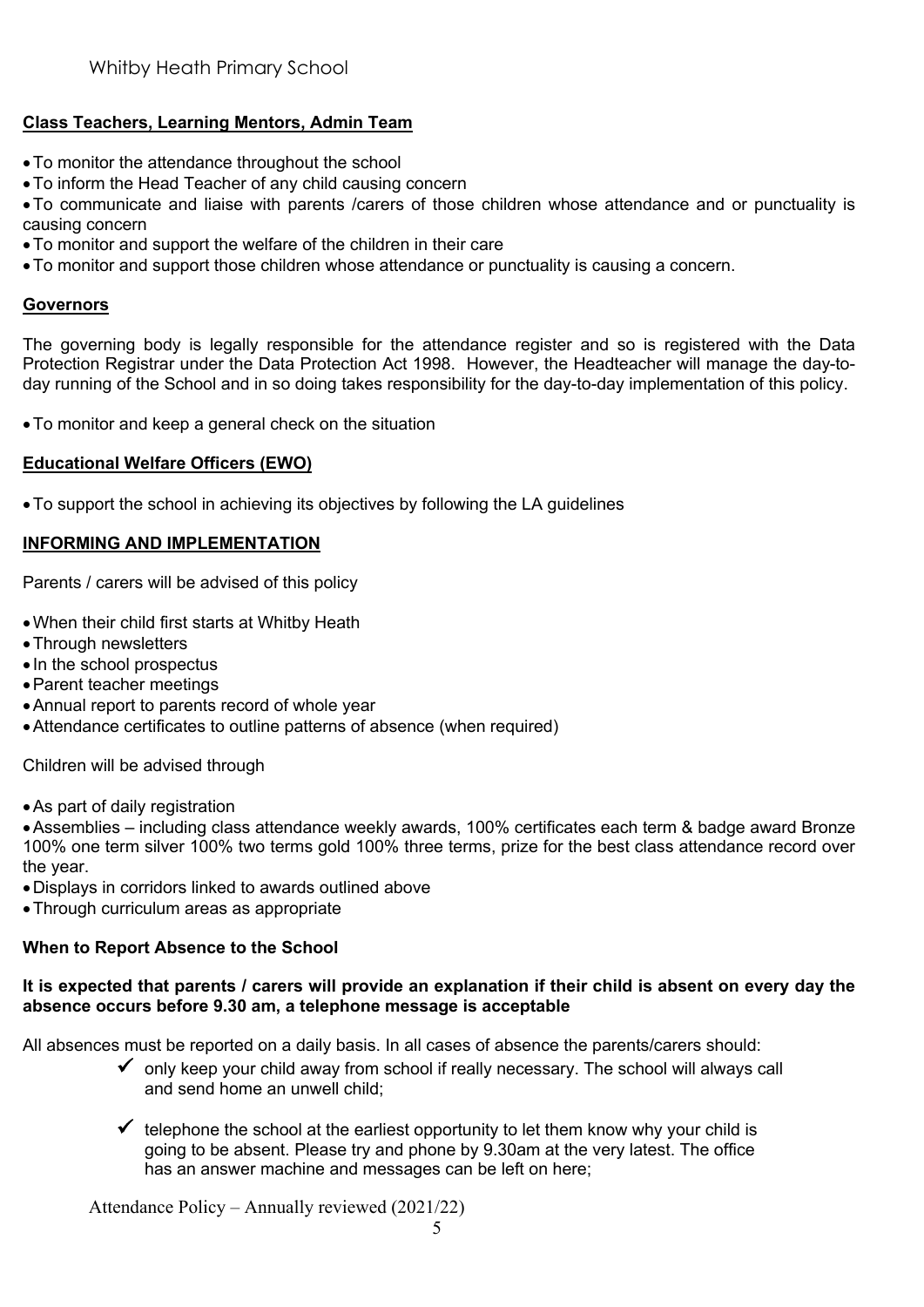**Class Teachers, Learning Mentors, Admin Team**

- To monitor the attendance throughout the school
- To inform the Head Teacher of any child causing concern
- To communicate and liaise with parents /carers of those children whose attendance and or punctuality is causing concern
- To monitor and support the welfare of the children in their care
- To monitor and support those children whose attendance or punctuality is causing a concern.

**Governors**

The governing body is legally responsible for the attendance register and so is registered with the Data Protection Registrar under the Data Protection Act 1998. However, the Headteacher will manage the day-to-day running of the School and in so doing takes responsibility for the day-to-day implementation of this policy.

- To monitor and keep a general check on the situation

**Educational Welfare Officers (EWO)**

- To support the school in achieving its objectives by following the LA guidelines

**INFORMING AND IMPLEMENTATION**

Parents / carers will be advised of this policy

- When their child first starts at Whitby Heath
- Through newsletters
- In the school prospectus
- Parent teacher meetings
- Annual report to parents record of whole year
- Attendance certificates to outline patterns of absence (when required)

Children will be advised through

- As part of daily registration
- Assemblies – including class attendance weekly awards, 100% certificates each term & badge award Bronze 100% one term silver 100% two terms gold 100% three terms, prize for the best class attendance record over the year.
- Displays in corridors linked to awards outlined above
- Through curriculum areas as appropriate

**When to Report Absence to the School**

**It is expected that parents / carers will provide an explanation if their child is absent on every day the absence occurs before 9.30 am, a telephone message is acceptable**

All absences must be reported on a daily basis. In all cases of absence the parents/carers should:

- ✓ only keep your child away from school if really necessary. The school will always call and send home an unwell child;
- ✓ telephone the school at the earliest opportunity to let them know why your child is going to be absent. Please try and phone by 9.30am at the very latest. The office has an answer machine and messages can be left on here;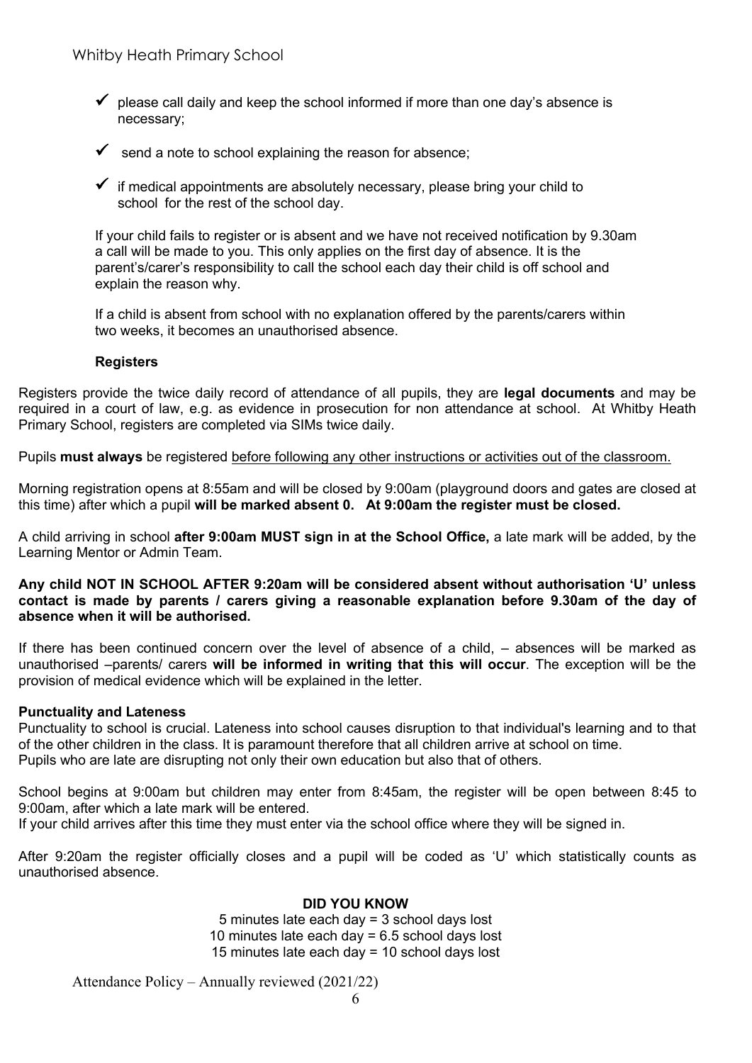- ✓ please call daily and keep the school informed if more than one day's absence is necessary;
- ✓ send a note to school explaining the reason for absence;
- ✓ if medical appointments are absolutely necessary, please bring your child to school for the rest of the school day.

If your child fails to register or is absent and we have not received notification by 9.30am a call will be made to you. This only applies on the first day of absence. It is the parent's/carer's responsibility to call the school each day their child is off school and explain the reason why.

If a child is absent from school with no explanation offered by the parents/carers within two weeks, it becomes an unauthorised absence.

### Registers

Registers provide the twice daily record of attendance of all pupils, they are **legal documents** and may be required in a court of law, e.g. as evidence in prosecution for non attendance at school. At Whitby Heath Primary School, registers are completed via SIMs twice daily.

Pupils **must always** be registered <u>before following any other instructions or activities out of the classroom.</u>

Morning registration opens at 8:55am and will be closed by 9:00am (playground doors and gates are closed at this time) after which a pupil **will be marked absent 0. At 9:00am the register must be closed.**

A child arriving in school **after 9:00am MUST sign in at the School Office,** a late mark will be added, by the Learning Mentor or Admin Team.

**Any child NOT IN SCHOOL AFTER 9:20am will be considered absent without authorisation 'U' unless contact is made by parents / carers giving a reasonable explanation before 9.30am of the day of absence when it will be authorised.**

If there has been continued concern over the level of absence of a child, – absences will be marked as unauthorised –parents/ carers **will be informed in writing that this will occur**. The exception will be the provision of medical evidence which will be explained in the letter.

### Punctuality and Lateness

Punctuality to school is crucial. Lateness into school causes disruption to that individual's learning and to that of the other children in the class. It is paramount therefore that all children arrive at school on time.
Pupils who are late are disrupting not only their own education but also that of others.

School begins at 9:00am but children may enter from 8:45am, the register will be open between 8:45 to 9:00am, after which a late mark will be entered.
If your child arrives after this time they must enter via the school office where they will be signed in.

After 9:20am the register officially closes and a pupil will be coded as 'U' which statistically counts as unauthorised absence.

**DID YOU KNOW**

5 minutes late each day = 3 school days lost
10 minutes late each day = 6.5 school days lost
15 minutes late each day = 10 school days lost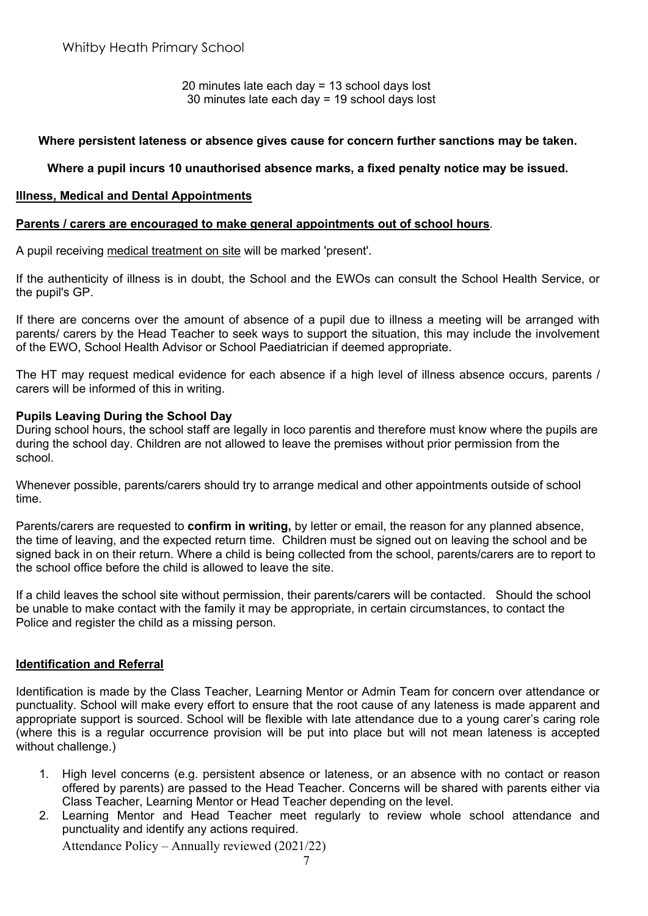20 minutes late each day = 13 school days lost
30 minutes late each day = 19 school days lost

**Where persistent lateness or absence gives cause for concern further sanctions may be taken.**

**Where a pupil incurs 10 unauthorised absence marks, a fixed penalty notice may be issued.**

## Illness, Medical and Dental Appointments

**Parents / carers are encouraged to make general appointments out of school hours**.

A pupil receiving medical treatment on site will be marked 'present'.

If the authenticity of illness is in doubt, the School and the EWOs can consult the School Health Service, or the pupil's GP.

If there are concerns over the amount of absence of a pupil due to illness a meeting will be arranged with parents/ carers by the Head Teacher to seek ways to support the situation, this may include the involvement of the EWO, School Health Advisor or School Paediatrician if deemed appropriate.

The HT may request medical evidence for each absence if a high level of illness absence occurs, parents / carers will be informed of this in writing.

### Pupils Leaving During the School Day

During school hours, the school staff are legally in loco parentis and therefore must know where the pupils are during the school day. Children are not allowed to leave the premises without prior permission from the school.

Whenever possible, parents/carers should try to arrange medical and other appointments outside of school time.

Parents/carers are requested to **confirm in writing,** by letter or email, the reason for any planned absence, the time of leaving, and the expected return time. Children must be signed out on leaving the school and be signed back in on their return. Where a child is being collected from the school, parents/carers are to report to the school office before the child is allowed to leave the site.

If a child leaves the school site without permission, their parents/carers will be contacted. Should the school be unable to make contact with the family it may be appropriate, in certain circumstances, to contact the Police and register the child as a missing person.

## Identification and Referral

Identification is made by the Class Teacher, Learning Mentor or Admin Team for concern over attendance or punctuality. School will make every effort to ensure that the root cause of any lateness is made apparent and appropriate support is sourced. School will be flexible with late attendance due to a young carer's caring role (where this is a regular occurrence provision will be put into place but will not mean lateness is accepted without challenge.)

1. High level concerns (e.g. persistent absence or lateness, or an absence with no contact or reason offered by parents) are passed to the Head Teacher. Concerns will be shared with parents either via Class Teacher, Learning Mentor or Head Teacher depending on the level.
2. Learning Mentor and Head Teacher meet regularly to review whole school attendance and punctuality and identify any actions required.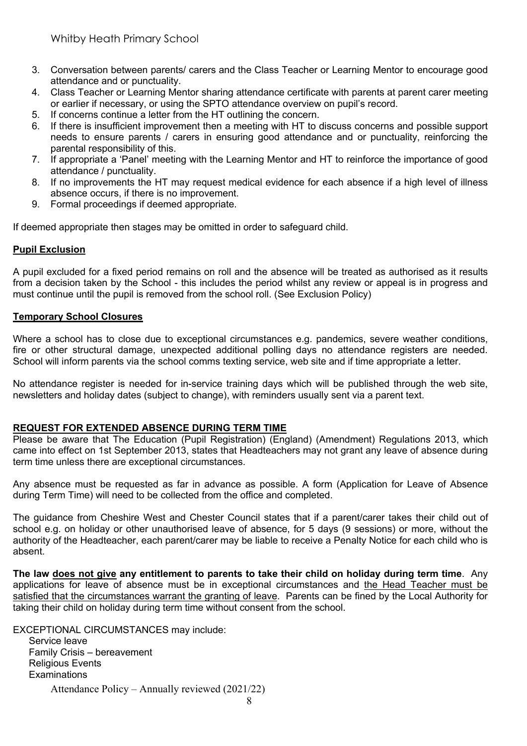3. Conversation between parents/ carers and the Class Teacher or Learning Mentor to encourage good attendance and or punctuality.
4. Class Teacher or Learning Mentor sharing attendance certificate with parents at parent carer meeting or earlier if necessary, or using the SPTO attendance overview on pupil's record.
5. If concerns continue a letter from the HT outlining the concern.
6. If there is insufficient improvement then a meeting with HT to discuss concerns and possible support needs to ensure parents / carers in ensuring good attendance and or punctuality, reinforcing the parental responsibility of this.
7. If appropriate a 'Panel' meeting with the Learning Mentor and HT to reinforce the importance of good attendance / punctuality.
8. If no improvements the HT may request medical evidence for each absence if a high level of illness absence occurs, if there is no improvement.
9. Formal proceedings if deemed appropriate.

If deemed appropriate then stages may be omitted in order to safeguard child.

**Pupil Exclusion**

A pupil excluded for a fixed period remains on roll and the absence will be treated as authorised as it results from a decision taken by the School - this includes the period whilst any review or appeal is in progress and must continue until the pupil is removed from the school roll. (See Exclusion Policy)

**Temporary School Closures**

Where a school has to close due to exceptional circumstances e.g. pandemics, severe weather conditions, fire or other structural damage, unexpected additional polling days no attendance registers are needed. School will inform parents via the school comms texting service, web site and if time appropriate a letter.

No attendance register is needed for in-service training days which will be published through the web site, newsletters and holiday dates (subject to change), with reminders usually sent via a parent text.

**REQUEST FOR EXTENDED ABSENCE DURING TERM TIME**

Please be aware that The Education (Pupil Registration) (England) (Amendment) Regulations 2013, which came into effect on 1st September 2013, states that Headteachers may not grant any leave of absence during term time unless there are exceptional circumstances.

Any absence must be requested as far in advance as possible. A form (Application for Leave of Absence during Term Time) will need to be collected from the office and completed.

The guidance from Cheshire West and Chester Council states that if a parent/carer takes their child out of school e.g. on holiday or other unauthorised leave of absence, for 5 days (9 sessions) or more, without the authority of the Headteacher, each parent/carer may be liable to receive a Penalty Notice for each child who is absent.

**The law does not give any entitlement to parents to take their child on holiday during term time**. Any applications for leave of absence must be in exceptional circumstances and the Head Teacher must be satisfied that the circumstances warrant the granting of leave. Parents can be fined by the Local Authority for taking their child on holiday during term time without consent from the school.

EXCEPTIONAL CIRCUMSTANCES may include:

- Service leave
- Family Crisis – bereavement
- Religious Events
- Examinations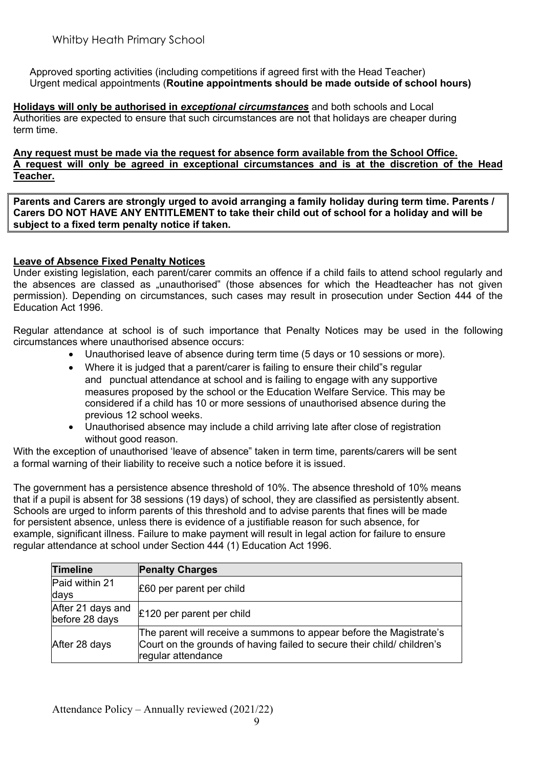Approved sporting activities (including competitions if agreed first with the Head Teacher)
Urgent medical appointments (**Routine appointments should be made outside of school hours)**

**<u>Holidays will only be authorised in *exceptional circumstances*</u>** and both schools and Local Authorities are expected to ensure that such circumstances are not that holidays are cheaper during term time.

**<u>Any request must be made via the request for absence form available from the School Office.</u>**
**<u>A request will only be agreed in exceptional circumstances and is at the discretion of the Head Teacher.</u>**

**Parents and Carers are strongly urged to avoid arranging a family holiday during term time. Parents / Carers DO NOT HAVE ANY ENTITLEMENT to take their child out of school for a holiday and will be subject to a fixed term penalty notice if taken.**

**<u>Leave of Absence Fixed Penalty Notices</u>**

Under existing legislation, each parent/carer commits an offence if a child fails to attend school regularly and the absences are classed as „unauthorised" (those absences for which the Headteacher has not given permission). Depending on circumstances, such cases may result in prosecution under Section 444 of the Education Act 1996.

Regular attendance at school is of such importance that Penalty Notices may be used in the following circumstances where unauthorised absence occurs:

- Unauthorised leave of absence during term time (5 days or 10 sessions or more).
- Where it is judged that a parent/carer is failing to ensure their child"s regular and punctual attendance at school and is failing to engage with any supportive measures proposed by the school or the Education Welfare Service. This may be considered if a child has 10 or more sessions of unauthorised absence during the previous 12 school weeks.
- Unauthorised absence may include a child arriving late after close of registration without good reason.

With the exception of unauthorised 'leave of absence" taken in term time, parents/carers will be sent a formal warning of their liability to receive such a notice before it is issued.

The government has a persistence absence threshold of 10%. The absence threshold of 10% means that if a pupil is absent for 38 sessions (19 days) of school, they are classified as persistently absent. Schools are urged to inform parents of this threshold and to advise parents that fines will be made for persistent absence, unless there is evidence of a justifiable reason for such absence, for example, significant illness. Failure to make payment will result in legal action for failure to ensure regular attendance at school under Section 444 (1) Education Act 1996.

| Timeline | Penalty Charges |
| --- | --- |
| Paid within 21 days | £60 per parent per child |
| After 21 days and before 28 days | £120 per parent per child |
| After 28 days | The parent will receive a summons to appear before the Magistrate's Court on the grounds of having failed to secure their child/ children's regular attendance |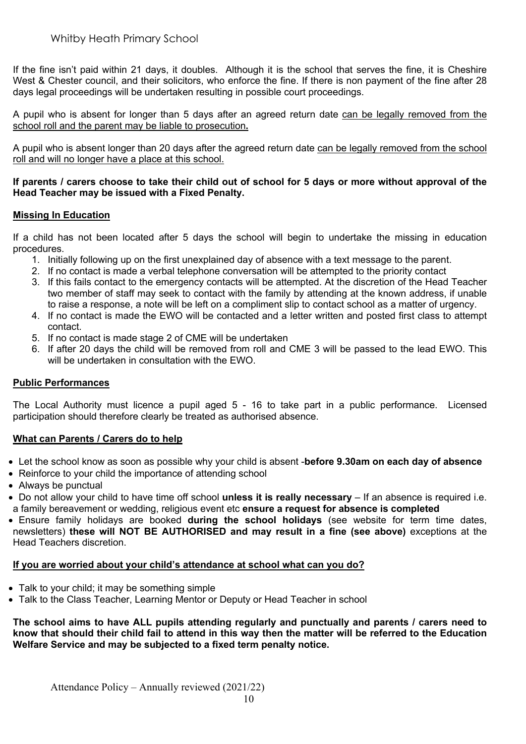If the fine isn't paid within 21 days, it doubles. Although it is the school that serves the fine, it is Cheshire West & Chester council, and their solicitors, who enforce the fine. If there is non payment of the fine after 28 days legal proceedings will be undertaken resulting in possible court proceedings.

A pupil who is absent for longer than 5 days after an agreed return date can be legally removed from the school roll and the parent may be liable to prosecution**.**

A pupil who is absent longer than 20 days after the agreed return date can be legally removed from the school roll and will no longer have a place at this school.

**If parents / carers choose to take their child out of school for 5 days or more without approval of the Head Teacher may be issued with a Fixed Penalty.**

## Missing In Education

If a child has not been located after 5 days the school will begin to undertake the missing in education procedures.

1. Initially following up on the first unexplained day of absence with a text message to the parent.
2. If no contact is made a verbal telephone conversation will be attempted to the priority contact
3. If this fails contact to the emergency contacts will be attempted. At the discretion of the Head Teacher two member of staff may seek to contact with the family by attending at the known address, if unable to raise a response, a note will be left on a compliment slip to contact school as a matter of urgency.
4. If no contact is made the EWO will be contacted and a letter written and posted first class to attempt contact.
5. If no contact is made stage 2 of CME will be undertaken
6. If after 20 days the child will be removed from roll and CME 3 will be passed to the lead EWO. This will be undertaken in consultation with the EWO.

## Public Performances

The Local Authority must licence a pupil aged 5 - 16 to take part in a public performance. Licensed participation should therefore clearly be treated as authorised absence.

## What can Parents / Carers do to help

- Let the school know as soon as possible why your child is absent -**before 9.30am on each day of absence**
- Reinforce to your child the importance of attending school
- Always be punctual
- Do not allow your child to have time off school **unless it is really necessary** – If an absence is required i.e. a family bereavement or wedding, religious event etc **ensure a request for absence is completed**
- Ensure family holidays are booked **during the school holidays** (see website for term time dates, newsletters) **these will NOT BE AUTHORISED and may result in a fine (see above)** exceptions at the Head Teachers discretion.

## If you are worried about your child's attendance at school what can you do?

- Talk to your child; it may be something simple
- Talk to the Class Teacher, Learning Mentor or Deputy or Head Teacher in school

**The school aims to have ALL pupils attending regularly and punctually and parents / carers need to know that should their child fail to attend in this way then the matter will be referred to the Education Welfare Service and may be subjected to a fixed term penalty notice.**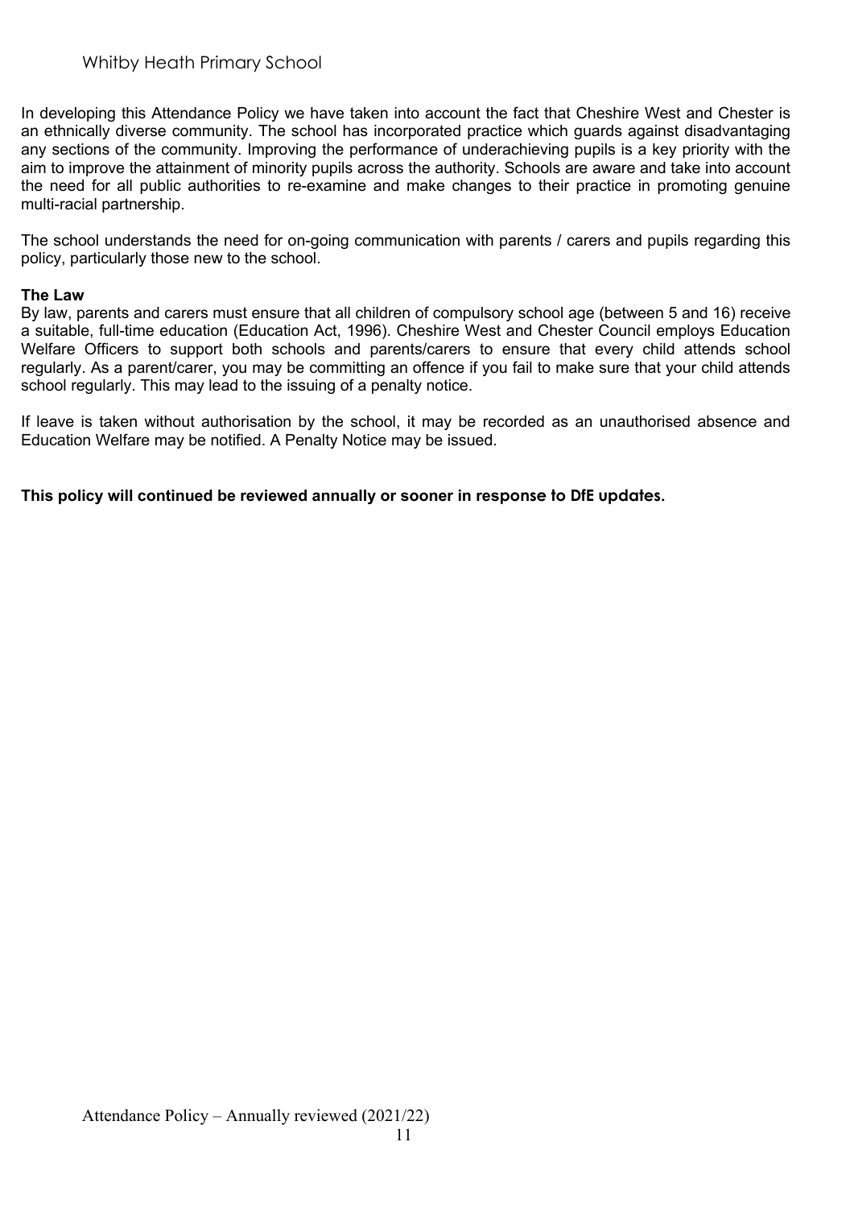In developing this Attendance Policy we have taken into account the fact that Cheshire West and Chester is an ethnically diverse community. The school has incorporated practice which guards against disadvantaging any sections of the community. Improving the performance of underachieving pupils is a key priority with the aim to improve the attainment of minority pupils across the authority. Schools are aware and take into account the need for all public authorities to re-examine and make changes to their practice in promoting genuine multi-racial partnership.

The school understands the need for on-going communication with parents / carers and pupils regarding this policy, particularly those new to the school.

**The Law**

By law, parents and carers must ensure that all children of compulsory school age (between 5 and 16) receive a suitable, full-time education (Education Act, 1996). Cheshire West and Chester Council employs Education Welfare Officers to support both schools and parents/carers to ensure that every child attends school regularly. As a parent/carer, you may be committing an offence if you fail to make sure that your child attends school regularly. This may lead to the issuing of a penalty notice.

If leave is taken without authorisation by the school, it may be recorded as an unauthorised absence and Education Welfare may be notified. A Penalty Notice may be issued.

**This policy will continued be reviewed annually or sooner in response to DfE updates.**